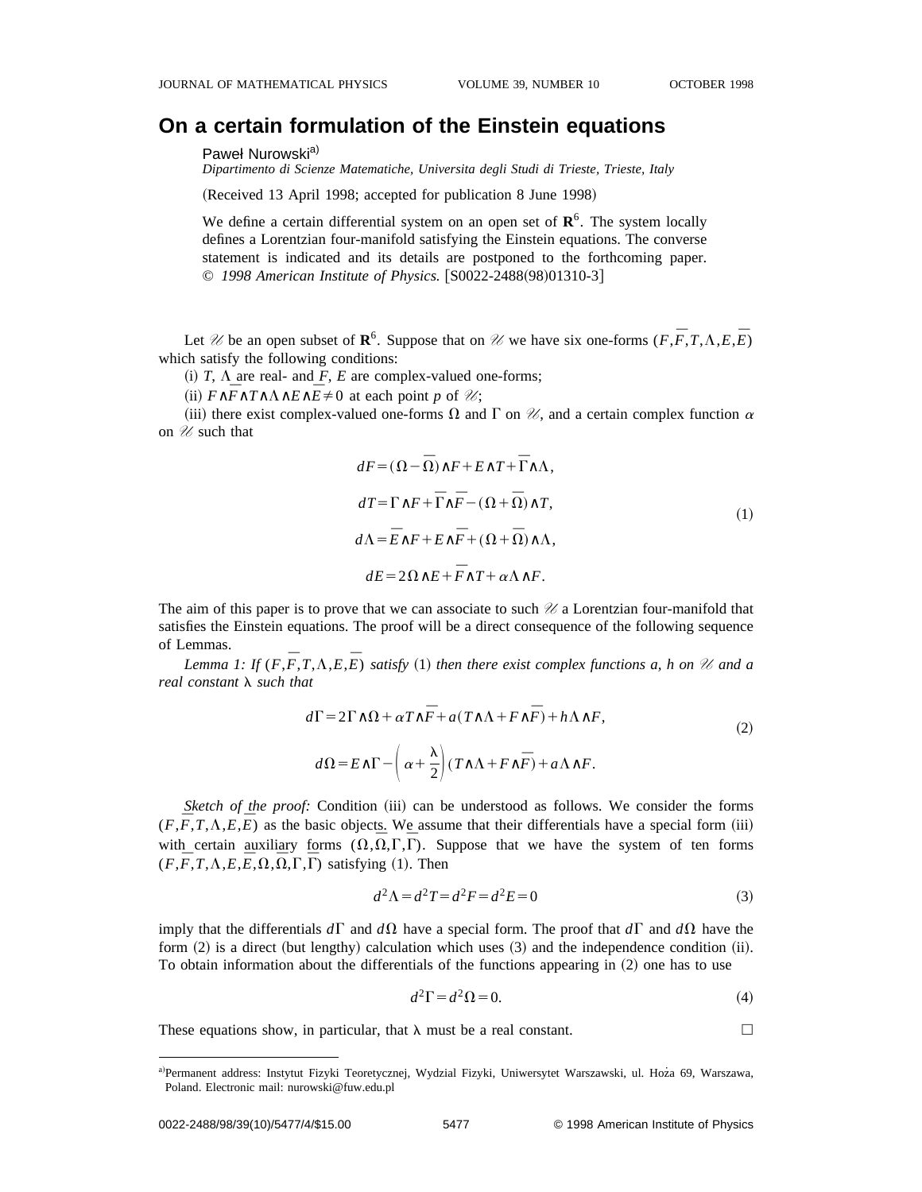# On a certain formulation of the Einstein equations

Paweł Nurowski[a)]

*Dipartimento di Scienze Matematiche, Universita degli Studi di Trieste, Trieste, Italy*

(Received 13 April 1998; accepted for publication 8 June 1998)

We define a certain differential system on an open set of $\mathbf{R}^6$. The system locally defines a Lorentzian four-manifold satisfying the Einstein equations. The converse statement is indicated and its details are postponed to the forthcoming paper. © *1998 American Institute of Physics.* [S0022-2488(98)01310-3]

Let $\mathscr{U}$ be an open subset of $\mathbf{R}^6$. Suppose that on $\mathscr{U}$ we have six one-forms $(F,\bar{F},T,\Lambda,E,\bar{E})$ which satisfy the following conditions:

(i) $T$, $\Lambda$ are real- and $F$, $E$ are complex-valued one-forms;

(ii) $F\wedge\bar{F}\wedge T\wedge\Lambda\wedge E\wedge\bar{E}\neq 0$ at each point $p$ of $\mathscr{U}$;

(iii) there exist complex-valued one-forms $\Omega$ and $\Gamma$ on $\mathscr{U}$, and a certain complex function $\alpha$ on $\mathscr{U}$ such that

$$
\begin{aligned}
dF &= (\Omega-\bar{\Omega})\wedge F + E\wedge T + \bar{\Gamma}\wedge\Lambda,\\
dT &= \Gamma\wedge F + \bar{\Gamma}\wedge\bar{F} - (\Omega+\bar{\Omega})\wedge T,\\
d\Lambda &= \bar{E}\wedge F + E\wedge\bar{F} + (\Omega+\bar{\Omega})\wedge\Lambda,\\
dE &= 2\Omega\wedge E + \bar{F}\wedge T + \alpha\Lambda\wedge F.
\end{aligned}
\tag{1}
$$

The aim of this paper is to prove that we can associate to such $\mathscr{U}$ a Lorentzian four-manifold that satisfies the Einstein equations. The proof will be a direct consequence of the following sequence of Lemmas.

*Lemma 1: If* $(F,\bar{F},T,\Lambda,E,\bar{E})$ *satisfy* (1) *then there exist complex functions a, h on* $\mathscr{U}$ *and a real constant* $\lambda$ *such that*

$$
\begin{aligned}
d\Gamma &= 2\Gamma\wedge\Omega + \alpha T\wedge\bar{F} + a(T\wedge\Lambda + F\wedge\bar{F}) + h\Lambda\wedge F,\\
d\Omega &= E\wedge\Gamma - \left(\alpha+\frac{\lambda}{2}\right)(T\wedge\Lambda + F\wedge\bar{F}) + a\Lambda\wedge F.
\end{aligned}
\tag{2}
$$

*Sketch of the proof:* Condition (iii) can be understood as follows. We consider the forms $(F,\bar{F},T,\Lambda,E,\bar{E})$ as the basic objects. We assume that their differentials have a special form (iii) with certain auxiliary forms $(\Omega,\bar{\Omega},\Gamma,\bar{\Gamma})$. Suppose that we have the system of ten forms $(F,\bar{F},T,\Lambda,E,\bar{E},\Omega,\bar{\Omega},\Gamma,\bar{\Gamma})$ satisfying (1). Then

$$
d^2\Lambda = d^2T = d^2F = d^2E = 0 \tag{3}
$$

imply that the differentials $d\Gamma$ and $d\Omega$ have a special form. The proof that $d\Gamma$ and $d\Omega$ have the form (2) is a direct (but lengthy) calculation which uses (3) and the independence condition (ii). To obtain information about the differentials of the functions appearing in (2) one has to use

$$
d^2\Gamma = d^2\Omega = 0. \tag{4}
$$

These equations show, in particular, that $\lambda$ must be a real constant. □

[a)]Permanent address: Instytut Fizyki Teoretycznej, Wydzial Fizyki, Uniwersytet Warszawski, ul. Hoża 69, Warszawa, Poland. Electronic mail: nurowski@fuw.edu.pl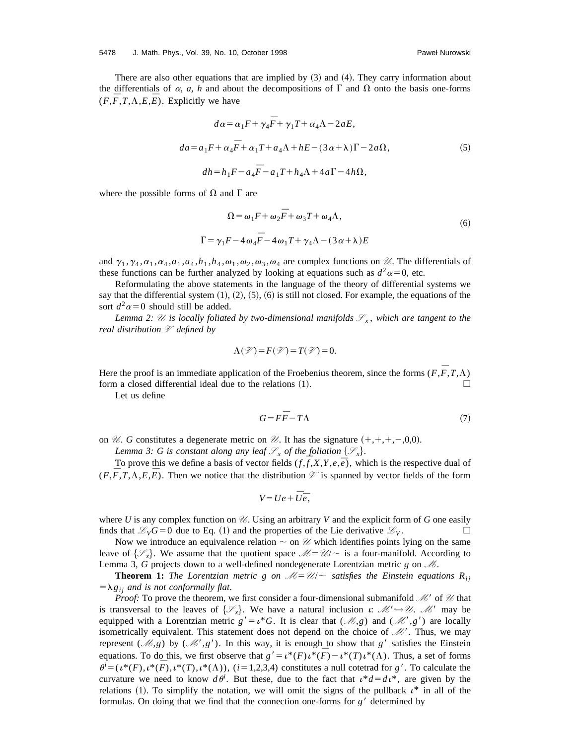There are also other equations that are implied by (3) and (4). They carry information about the differentials of $\alpha$, $a$, $h$ and about the decompositions of $\Gamma$ and $\Omega$ onto the basis one-forms $(F,\bar{F},T,\Lambda,E,\bar{E})$. Explicitly we have

$$
\begin{aligned}
d\alpha &= \alpha_1 F + \gamma_4 \bar{F} + \gamma_1 T + \alpha_4 \Lambda - 2aE,\\
da &= a_1 F + \alpha_4 \bar{F} + \alpha_1 T + a_4 \Lambda + hE - (3\alpha+\lambda)\Gamma - 2a\Omega, \qquad (5)\\
dh &= h_1 F - a_4 \bar{F} - a_1 T + h_4 \Lambda + 4a\Gamma - 4h\Omega,
\end{aligned}
$$

where the possible forms of $\Omega$ and $\Gamma$ are

$$
\begin{aligned}
\Omega &= \omega_1 F + \omega_2 \bar{F} + \omega_3 T + \omega_4 \Lambda, \qquad (6)\\
\Gamma &= \gamma_1 F - 4\omega_4 \bar{F} - 4\omega_1 T + \gamma_4 \Lambda - (3\alpha+\lambda)E
\end{aligned}
$$

and $\gamma_1,\gamma_4,\alpha_1,\alpha_4,a_1,a_4,h_1,h_4,\omega_1,\omega_2,\omega_3,\omega_4$ are complex functions on $\mathscr{U}$. The differentials of these functions can be further analyzed by looking at equations such as $d^2\alpha=0$, etc.

Reformulating the above statements in the language of the theory of differential systems we say that the differential system (1), (2), (5), (6) is still not closed. For example, the equations of the sort $d^2\alpha=0$ should still be added.

*Lemma 2: $\mathscr{U}$ is locally foliated by two-dimensional manifolds $\mathscr{S}_x$, which are tangent to the real distribution $\mathscr{V}$ defined by*

$$\Lambda(\mathscr{V}) = F(\mathscr{V}) = T(\mathscr{V}) = 0.$$

Here the proof is an immediate application of the Froebenius theorem, since the forms $(F,\bar{F},T,\Lambda)$ form a closed differential ideal due to the relations (1). □

Let us define

$$G = F\bar{F} - T\Lambda \qquad (7)$$

on $\mathscr{U}$. $G$ constitutes a degenerate metric on $\mathscr{U}$. It has the signature $(+,+,+,-,0,0)$.

*Lemma 3: $G$ is constant along any leaf $\mathscr{S}_x$ of the foliation $\{\mathscr{S}_x\}$.*

To prove this we define a basis of vector fields $(f,\bar{f},X,Y,e,\bar{e})$, which is the respective dual of $(F,\bar{F},T,\Lambda,E,\bar{E})$. Then we notice that the distribution $\mathscr{V}$ is spanned by vector fields of the form

$$V = Ue + \bar{U}\bar{e},$$

where $U$ is any complex function on $\mathscr{U}$. Using an arbitrary $V$ and the explicit form of $G$ one easily finds that $\mathscr{L}_V G = 0$ due to Eq. (1) and the properties of the Lie derivative $\mathscr{L}_V$. □

Now we introduce an equivalence relation $\sim$ on $\mathscr{U}$ which identifies points lying on the same leave of $\{\mathscr{S}_x\}$. We assume that the quotient space $\mathscr{M}=\mathscr{U}/\sim$ is a four-manifold. According to Lemma 3, $G$ projects down to a well-defined nondegenerate Lorentzian metric $g$ on $\mathscr{M}$.

**Theorem 1:** *The Lorentzian metric $g$ on $\mathscr{M}=\mathscr{U}/\sim$ satisfies the Einstein equations $R_{ij}=\lambda g_{ij}$ and is not conformally flat.*

*Proof:* To prove the theorem, we first consider a four-dimensional submanifold $\mathscr{M}'$ of $\mathscr{U}$ that is transversal to the leaves of $\{\mathscr{S}_x\}$. We have a natural inclusion $\iota$: $\mathscr{M}'\hookrightarrow\mathscr{U}$. $\mathscr{M}'$ may be equipped with a Lorentzian metric $g'=\iota^* G$. It is clear that $(\mathscr{M},g)$ and $(\mathscr{M}',g')$ are locally isometrically equivalent. This statement does not depend on the choice of $\mathscr{M}'$. Thus, we may represent $(\mathscr{M},g)$ by $(\mathscr{M}',g')$. In this way, it is enough to show that $g'$ satisfies the Einstein equations. To do this, we first observe that $g'=\iota^*(F)\iota^*(\bar{F})-\iota^*(T)\iota^*(\Lambda)$. Thus, a set of forms $\theta^i=(\iota^*(F),\iota^*(\bar{F}),\iota^*(T),\iota^*(\Lambda))$, $(i=1,2,3,4)$ constitutes a null cotetrad for $g'$. To calculate the curvature we need to know $d\theta^i$. But these, due to the fact that $\iota^* d = d\iota^*$, are given by the relations (1). To simplify the notation, we will omit the signs of the pullback $\iota^*$ in all of the formulas. On doing that we find that the connection one-forms for $g'$ determined by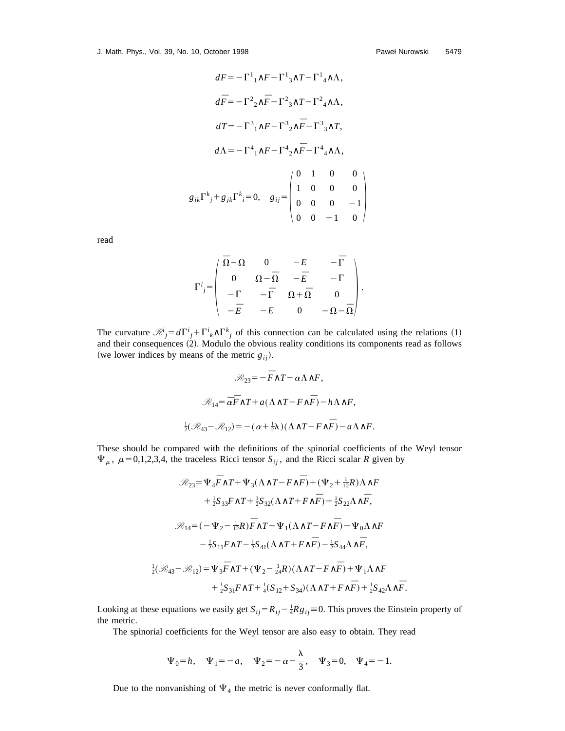$$dF = -\Gamma^1{}_1 \wedge F - \Gamma^1{}_3 \wedge T - \Gamma^1{}_4 \wedge \Lambda,$$

$$d\bar{F} = -\Gamma^2{}_2 \wedge \bar{F} - \Gamma^2{}_3 \wedge T - \Gamma^2{}_4 \wedge \Lambda,$$

$$dT = -\Gamma^3{}_1 \wedge F - \Gamma^3{}_2 \wedge \bar{F} - \Gamma^3{}_3 \wedge T,$$

$$d\Lambda = -\Gamma^4{}_1 \wedge F - \Gamma^4{}_2 \wedge \bar{F} - \Gamma^4{}_4 \wedge \Lambda,$$

$$g_{ik}\Gamma^k{}_j + g_{jk}\Gamma^k{}_i = 0, \quad g_{ij} = \begin{pmatrix} 0 & 1 & 0 & 0 \\ 1 & 0 & 0 & 0 \\ 0 & 0 & 0 & -1 \\ 0 & 0 & -1 & 0 \end{pmatrix}$$

read

$$\Gamma^i{}_j = \begin{pmatrix} \bar{\Omega} - \Omega & 0 & -E & -\bar{\Gamma} \\ 0 & \Omega - \bar{\Omega} & -\bar{E} & -\Gamma \\ -\Gamma & -\bar{\Gamma} & \Omega + \bar{\Omega} & 0 \\ -\bar{E} & -E & 0 & -\Omega - \bar{\Omega} \end{pmatrix}.$$

The curvature $\mathscr{R}^i{}_j = d\Gamma^i{}_j + \Gamma^i{}_k \wedge \Gamma^k{}_j$ of this connection can be calculated using the relations (1) and their consequences (2). Modulo the obvious reality conditions its components read as follows (we lower indices by means of the metric $g_{ij}$).

$$\mathscr{R}_{23} = -\bar{F} \wedge T - \alpha \Lambda \wedge F,$$

$$\mathscr{R}_{14} = \bar{\alpha}\bar{F} \wedge T + a(\Lambda \wedge T - F \wedge \bar{F}) - h \Lambda \wedge F,$$

$$\tfrac{1}{2}(\mathscr{R}_{43} - \mathscr{R}_{12}) = -(\alpha + \tfrac{1}{2}\lambda)(\Lambda \wedge T - F \wedge \bar{F}) - a \Lambda \wedge F.$$

These should be compared with the definitions of the spinorial coefficients of the Weyl tensor $\Psi_\mu$, $\mu = 0,1,2,3,4$, the traceless Ricci tensor $S_{ij}$, and the Ricci scalar $R$ given by

$$\mathscr{R}_{23} = \Psi_4 \bar{F} \wedge T + \Psi_3(\Lambda \wedge T - F \wedge \bar{F}) + (\Psi_2 + \tfrac{1}{12}R)\Lambda \wedge F$$
$$+ \tfrac{1}{2}S_{33} F \wedge T + \tfrac{1}{2}S_{32}(\Lambda \wedge T + F \wedge \bar{F}) + \tfrac{1}{2}S_{22}\Lambda \wedge \bar{F},$$

$$\mathscr{R}_{14} = (-\Psi_2 - \tfrac{1}{12}R)\bar{F} \wedge T - \Psi_1(\Lambda \wedge T - F \wedge \bar{F}) - \Psi_0 \Lambda \wedge F$$
$$- \tfrac{1}{2}S_{11} F \wedge T - \tfrac{1}{2}S_{41}(\Lambda \wedge T + F \wedge \bar{F}) - \tfrac{1}{2}S_{44}\Lambda \wedge \bar{F},$$

$$\tfrac{1}{2}(\mathscr{R}_{43} - \mathscr{R}_{12}) = \Psi_3 \bar{F} \wedge T + (\Psi_2 - \tfrac{1}{24}R)(\Lambda \wedge T - F \wedge \bar{F}) + \Psi_1 \Lambda \wedge F$$
$$+ \tfrac{1}{2}S_{31} F \wedge T + \tfrac{1}{4}(S_{12} + S_{34})(\Lambda \wedge T + F \wedge \bar{F}) + \tfrac{1}{2}S_{42}\Lambda \wedge \bar{F}.$$

Looking at these equations we easily get $S_{ij} = R_{ij} - \frac{1}{4}R g_{ij} \equiv 0$. This proves the Einstein property of the metric.

The spinorial coefficients for the Weyl tensor are also easy to obtain. They read

$$\Psi_0 = h, \quad \Psi_1 = -a, \quad \Psi_2 = -\alpha - \frac{\lambda}{3}, \quad \Psi_3 = 0, \quad \Psi_4 = -1.$$

Due to the nonvanishing of $\Psi_4$ the metric is never conformally flat.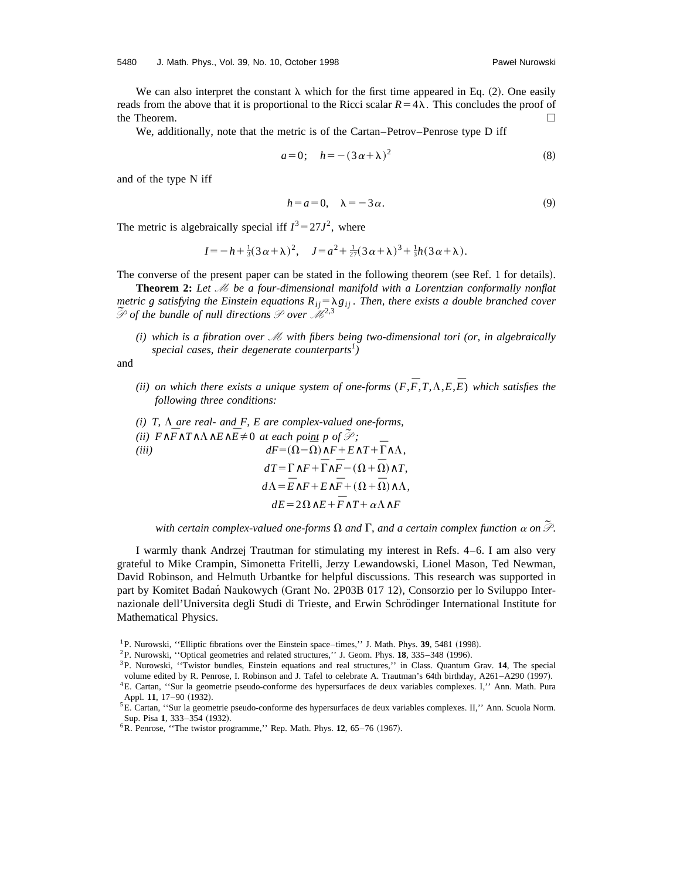We can also interpret the constant $\lambda$ which for the first time appeared in Eq. (2). One easily reads from the above that it is proportional to the Ricci scalar $R=4\lambda$. This concludes the proof of the Theorem. □

We, additionally, note that the metric is of the Cartan–Petrov–Penrose type D iff

$$a=0; \quad h=-(3\alpha+\lambda)^2 \tag{8}$$

and of the type N iff

$$h=a=0, \quad \lambda=-3\alpha. \tag{9}$$

The metric is algebraically special iff $I^3=27J^2$, where

$$I=-h+\tfrac{1}{3}(3\alpha+\lambda)^2, \quad J=a^2+\tfrac{1}{27}(3\alpha+\lambda)^3+\tfrac{1}{3}h(3\alpha+\lambda).$$

The converse of the present paper can be stated in the following theorem (see Ref. 1 for details).

**Theorem 2:** *Let $\mathscr{M}$ be a four-dimensional manifold with a Lorentzian conformally nonflat metric g satisfying the Einstein equations $R_{ij}=\lambda g_{ij}$. Then, there exists a double branched cover $\tilde{\mathscr{P}}$ of the bundle of null directions $\mathscr{P}$ over $\mathscr{M}$*[2,3]

- *(i) which is a fibration over $\mathscr{M}$ with fibers being two-dimensional tori (or, in algebraically special cases, their degenerate counterparts*[1]*)*

and

- *(ii) on which there exists a unique system of one-forms $(F,\bar{F},T,\Lambda,E,\bar{E})$ which satisfies the following three conditions:*

*(i) $T$, $\Lambda$ are real- and $F$, $E$ are complex-valued one-forms,*

*(ii) $F\wedge\bar{F}\wedge T\wedge\Lambda\wedge E\wedge\bar{E}\neq 0$ at each point $p$ of $\tilde{\mathscr{P}}$;*

*(iii)*

$$dF=(\Omega-\bar{\Omega})\wedge F+E\wedge T+\bar{\Gamma}\wedge\Lambda,$$

$$dT=\Gamma\wedge F+\bar{\Gamma}\wedge\bar{F}-(\Omega+\bar{\Omega})\wedge T,$$

$$d\Lambda=\bar{E}\wedge F+E\wedge\bar{F}+(\Omega+\bar{\Omega})\wedge\Lambda,$$

$$dE=2\Omega\wedge E+\bar{F}\wedge T+\alpha\Lambda\wedge F$$

*with certain complex-valued one-forms $\Omega$ and $\Gamma$, and a certain complex function $\alpha$ on $\tilde{\mathscr{P}}$.*

I warmly thank Andrzej Trautman for stimulating my interest in Refs. 4–6. I am also very grateful to Mike Crampin, Simonetta Fritelli, Jerzy Lewandowski, Lionel Mason, Ted Newman, David Robinson, and Helmuth Urbantke for helpful discussions. This research was supported in part by Komitet Badań Naukowych (Grant No. 2P03B 017 12), Consorzio per lo Sviluppo Internazionale dell'Universita degli Studi di Trieste, and Erwin Schrödinger International Institute for Mathematical Physics.

[1] P. Nurowski, "Elliptic fibrations over the Einstein space–times," J. Math. Phys. **39**, 5481 (1998).

[2] P. Nurowski, "Optical geometries and related structures," J. Geom. Phys. **18**, 335–348 (1996).

[3] P. Nurowski, "Twistor bundles, Einstein equations and real structures," in Class. Quantum Grav. **14**, The special volume edited by R. Penrose, I. Robinson and J. Tafel to celebrate A. Trautman's 64th birthday, A261–A290 (1997).

[4] E. Cartan, "Sur la geometrie pseudo-conforme des hypersurfaces de deux variables complexes. I," Ann. Math. Pura Appl. **11**, 17–90 (1932).

[5] E. Cartan, "Sur la geometrie pseudo-conforme des hypersurfaces de deux variables complexes. II," Ann. Scuola Norm. Sup. Pisa **1**, 333–354 (1932).

[6] R. Penrose, "The twistor programme," Rep. Math. Phys. **12**, 65–76 (1967).